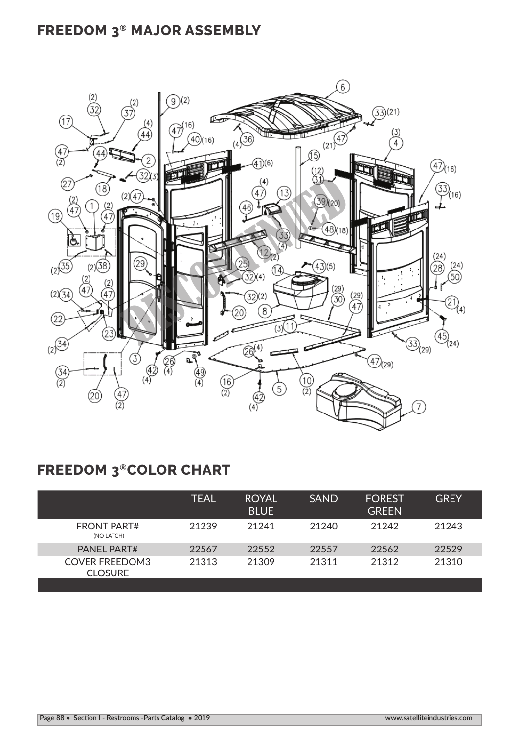## FREEDOM 3® MAJOR ASSEMBLY

## FREEDOM 3® COLOR CHART

| | TEAL | ROYAL BLUE | SAND | FOREST GREEN | GREY |
|---|---|---|---|---|---|
| FRONT PART# (NO LATCH) | 21239 | 21241 | 21240 | 21242 | 21243 |
| PANEL PART# | 22567 | 22552 | 22557 | 22562 | 22529 |
| COVER FREEDOM3 CLOSURE | 21313 | 21309 | 21311 | 21312 | 21310 |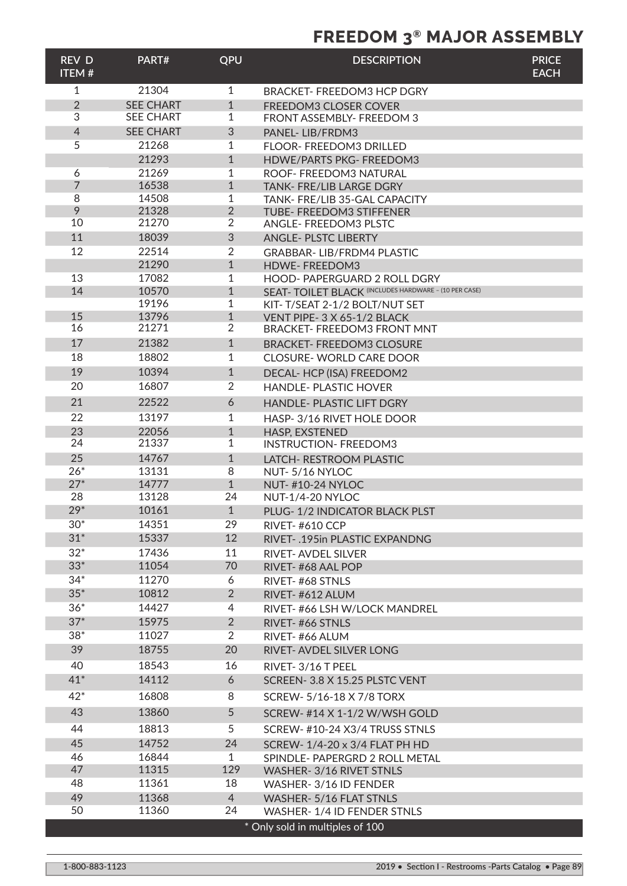# FREEDOM 3® MAJOR ASSEMBLY

| REV D ITEM # | PART# | QPU | DESCRIPTION | PRICE EACH |
|---|---|---|---|---|
| 1 | 21304 | 1 | BRACKET- FREEDOM3 HCP DGRY | |
| 2 | SEE CHART | 1 | FREEDOM3 CLOSER COVER | |
| 3 | SEE CHART | 1 | FRONT ASSEMBLY- FREEDOM 3 | |
| 4 | SEE CHART | 3 | PANEL- LIB/FRDM3 | |
| 5 | 21268 | 1 | FLOOR- FREEDOM3 DRILLED | |
| | 21293 | 1 | HDWE/PARTS PKG- FREEDOM3 | |
| 6 | 21269 | 1 | ROOF- FREEDOM3 NATURAL | |
| 7 | 16538 | 1 | TANK- FRE/LIB LARGE DGRY | |
| 8 | 14508 | 1 | TANK- FRE/LIB 35-GAL CAPACITY | |
| 9 | 21328 | 2 | TUBE- FREEDOM3 STIFFENER | |
| 10 | 21270 | 2 | ANGLE- FREEDOM3 PLSTC | |
| 11 | 18039 | 3 | ANGLE- PLSTC LIBERTY | |
| 12 | 22514 | 2 | GRABBAR- LIB/FRDM4 PLASTIC | |
| | 21290 | 1 | HDWE- FREEDOM3 | |
| 13 | 17082 | 1 | HOOD- PAPERGUARD 2 ROLL DGRY | |
| 14 | 10570 | 1 | SEAT- TOILET BLACK (INCLUDES HARDWARE – (10 PER CASE) | |
| | 19196 | 1 | KIT- T/SEAT 2-1/2 BOLT/NUT SET | |
| 15 | 13796 | 1 | VENT PIPE- 3 X 65-1/2 BLACK | |
| 16 | 21271 | 2 | BRACKET- FREEDOM3 FRONT MNT | |
| 17 | 21382 | 1 | BRACKET- FREEDOM3 CLOSURE | |
| 18 | 18802 | 1 | CLOSURE- WORLD CARE DOOR | |
| 19 | 10394 | 1 | DECAL- HCP (ISA) FREEDOM2 | |
| 20 | 16807 | 2 | HANDLE- PLASTIC HOVER | |
| 21 | 22522 | 6 | HANDLE- PLASTIC LIFT DGRY | |
| 22 | 13197 | 1 | HASP- 3/16 RIVET HOLE DOOR | |
| 23 | 22056 | 1 | HASP, EXSTENED | |
| 24 | 21337 | 1 | INSTRUCTION- FREEDOM3 | |
| 25 | 14767 | 1 | LATCH- RESTROOM PLASTIC | |
| 26* | 13131 | 8 | NUT- 5/16 NYLOC | |
| 27* | 14777 | 1 | NUT- #10-24 NYLOC | |
| 28 | 13128 | 24 | NUT-1/4-20 NYLOC | |
| 29* | 10161 | 1 | PLUG- 1/2 INDICATOR BLACK PLST | |
| 30* | 14351 | 29 | RIVET- #610 CCP | |
| 31* | 15337 | 12 | RIVET- .195in PLASTIC EXPANDNG | |
| 32* | 17436 | 11 | RIVET- AVDEL SILVER | |
| 33* | 11054 | 70 | RIVET- #68 AAL POP | |
| 34* | 11270 | 6 | RIVET- #68 STNLS | |
| 35* | 10812 | 2 | RIVET- #612 ALUM | |
| 36* | 14427 | 4 | RIVET- #66 LSH W/LOCK MANDREL | |
| 37* | 15975 | 2 | RIVET- #66 STNLS | |
| 38* | 11027 | 2 | RIVET- #66 ALUM | |
| 39 | 18755 | 20 | RIVET- AVDEL SILVER LONG | |
| 40 | 18543 | 16 | RIVET- 3/16 T PEEL | |
| 41* | 14112 | 6 | SCREEN- 3.8 X 15.25 PLSTC VENT | |
| 42* | 16808 | 8 | SCREW- 5/16-18 X 7/8 TORX | |
| 43 | 13860 | 5 | SCREW- #14 X 1-1/2 W/WSH GOLD | |
| 44 | 18813 | 5 | SCREW- #10-24 X3/4 TRUSS STNLS | |
| 45 | 14752 | 24 | SCREW- 1/4-20 x 3/4 FLAT PH HD | |
| 46 | 16844 | 1 | SPINDLE- PAPERGRD 2 ROLL METAL | |
| 47 | 11315 | 129 | WASHER- 3/16 RIVET STNLS | |
| 48 | 11361 | 18 | WASHER- 3/16 ID FENDER | |
| 49 | 11368 | 4 | WASHER- 5/16 FLAT STNLS | |
| 50 | 11360 | 24 | WASHER- 1/4 ID FENDER STNLS | |

\* Only sold in multiples of 100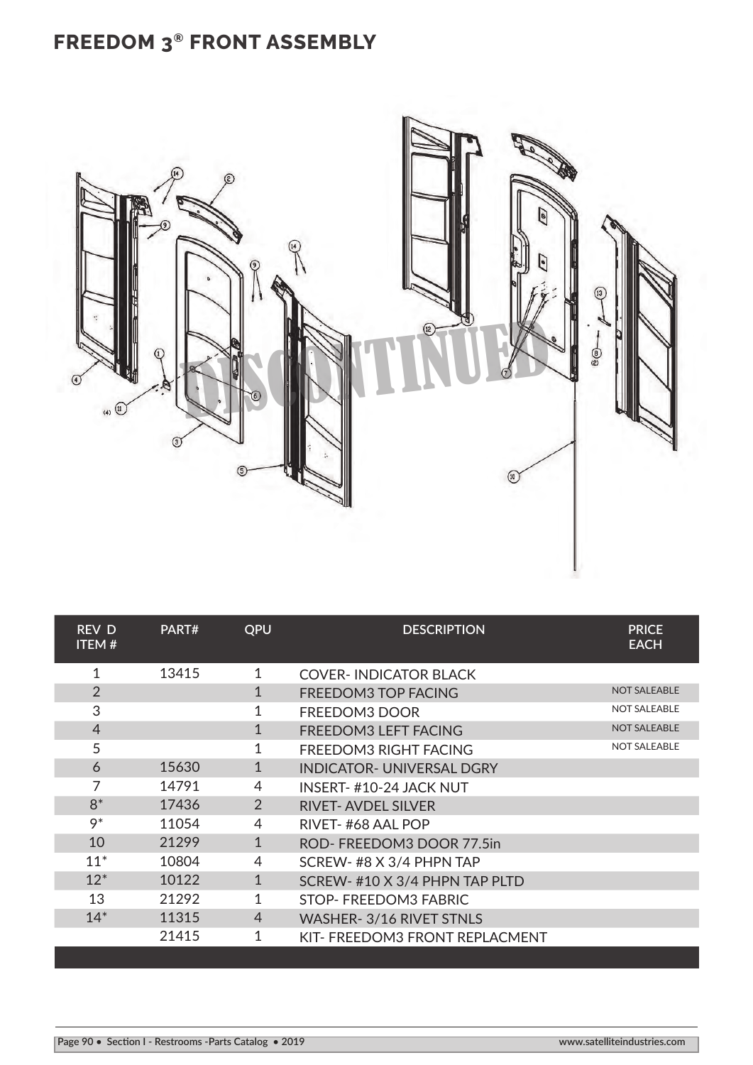## FREEDOM 3® FRONT ASSEMBLY

DISCONTINUED

| REV D ITEM # | PART# | QPU | DESCRIPTION | PRICE EACH |
|---|---|---|---|---|
| 1 | 13415 | 1 | COVER- INDICATOR BLACK | |
| 2 | | 1 | FREEDOM3 TOP FACING | NOT SALEABLE |
| 3 | | 1 | FREEDOM3 DOOR | NOT SALEABLE |
| 4 | | 1 | FREEDOM3 LEFT FACING | NOT SALEABLE |
| 5 | | 1 | FREEDOM3 RIGHT FACING | NOT SALEABLE |
| 6 | 15630 | 1 | INDICATOR- UNIVERSAL DGRY | |
| 7 | 14791 | 4 | INSERT- #10-24 JACK NUT | |
| 8* | 17436 | 2 | RIVET- AVDEL SILVER | |
| 9* | 11054 | 4 | RIVET- #68 AAL POP | |
| 10 | 21299 | 1 | ROD- FREEDOM3 DOOR 77.5in | |
| 11* | 10804 | 4 | SCREW- #8 X 3/4 PHPN TAP | |
| 12* | 10122 | 1 | SCREW- #10 X 3/4 PHPN TAP PLTD | |
| 13 | 21292 | 1 | STOP- FREEDOM3 FABRIC | |
| 14* | 11315 | 4 | WASHER- 3/16 RIVET STNLS | |
| | 21415 | 1 | KIT- FREEDOM3 FRONT REPLACMENT | |